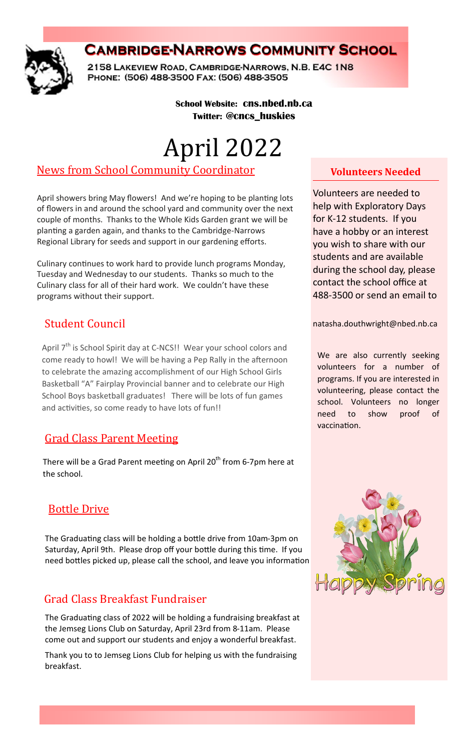# Cambridge-Narrows Community School

2158 Lakeview Road, Cambridge-Narrows, N.B. E4C 1N8
Phone: (506) 488-3500 Fax: (506) 488-3505

**School Website: cns.nbed.nb.ca**
**Twitter: @cncs_huskies**

# April 2022

## News from School Community Coordinator

April showers bring May flowers! And we're hoping to be planting lots of flowers in and around the school yard and community over the next couple of months. Thanks to the Whole Kids Garden grant we will be planting a garden again, and thanks to the Cambridge-Narrows Regional Library for seeds and support in our gardening efforts.

Culinary continues to work hard to provide lunch programs Monday, Tuesday and Wednesday to our students. Thanks so much to the Culinary class for all of their hard work. We couldn't have these programs without their support.

## Student Council

April 7th is School Spirit day at C-NCS!! Wear your school colors and come ready to howl! We will be having a Pep Rally in the afternoon to celebrate the amazing accomplishment of our High School Girls Basketball "A" Fairplay Provincial banner and to celebrate our High School Boys basketball graduates! There will be lots of fun games and activities, so come ready to have lots of fun!!

## Grad Class Parent Meeting

There will be a Grad Parent meeting on April 20th from 6-7pm here at the school.

## Bottle Drive

The Graduating class will be holding a bottle drive from 10am-3pm on Saturday, April 9th. Please drop off your bottle during this time. If you need bottles picked up, please call the school, and leave you information

## Grad Class Breakfast Fundraiser

The Graduating class of 2022 will be holding a fundraising breakfast at the Jemseg Lions Club on Saturday, April 23rd from 8-11am. Please come out and support our students and enjoy a wonderful breakfast.

Thank you to to Jemseg Lions Club for helping us with the fundraising breakfast.

## Volunteers Needed

Volunteers are needed to help with Exploratory Days for K-12 students. If you have a hobby or an interest you wish to share with our students and are available during the school day, please contact the school office at 488-3500 or send an email to

natasha.douthwright@nbed.nb.ca

We are also currently seeking volunteers for a number of programs. If you are interested in volunteering, please contact the school. Volunteers no longer need to show proof of vaccination.

Happy Spring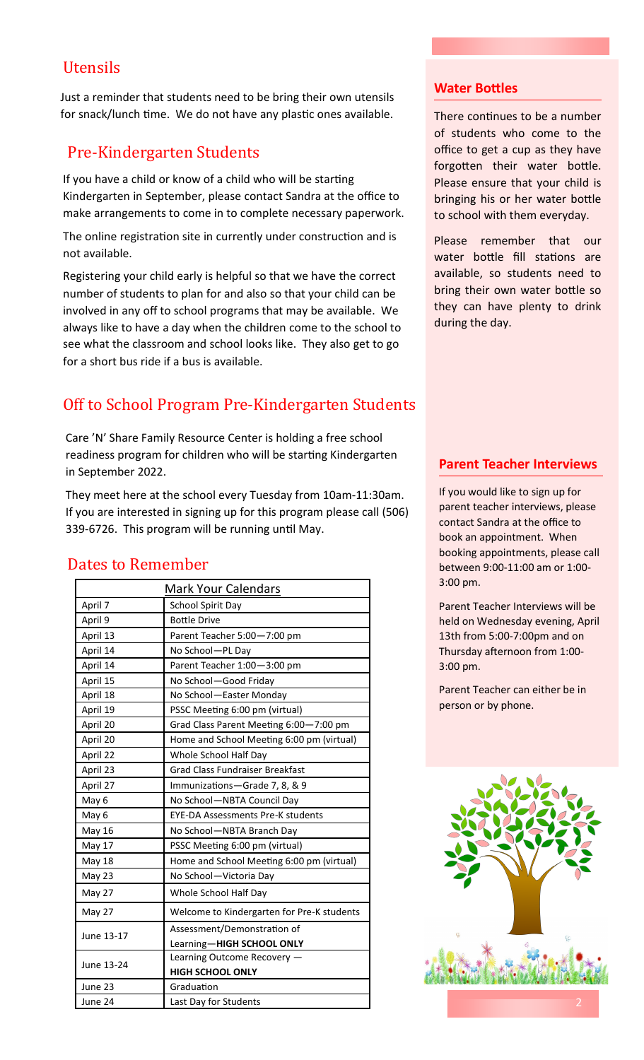## Utensils

Just a reminder that students need to be bring their own utensils for snack/lunch time. We do not have any plastic ones available.

## Pre-Kindergarten Students

If you have a child or know of a child who will be starting Kindergarten in September, please contact Sandra at the office to make arrangements to come in to complete necessary paperwork.

The online registration site in currently under construction and is not available.

Registering your child early is helpful so that we have the correct number of students to plan for and also so that your child can be involved in any off to school programs that may be available. We always like to have a day when the children come to the school to see what the classroom and school looks like. They also get to go for a short bus ride if a bus is available.

## Off to School Program Pre-Kindergarten Students

Care 'N' Share Family Resource Center is holding a free school readiness program for children who will be starting Kindergarten in September 2022.

They meet here at the school every Tuesday from 10am-11:30am. If you are interested in signing up for this program please call (506) 339-6726. This program will be running until May.

## Dates to Remember

| Mark Your Calendars | |
|---|---|
| April 7 | School Spirit Day |
| April 9 | Bottle Drive |
| April 13 | Parent Teacher 5:00—7:00 pm |
| April 14 | No School—PL Day |
| April 14 | Parent Teacher 1:00—3:00 pm |
| April 15 | No School—Good Friday |
| April 18 | No School—Easter Monday |
| April 19 | PSSC Meeting 6:00 pm (virtual) |
| April 20 | Grad Class Parent Meeting 6:00—7:00 pm |
| April 20 | Home and School Meeting 6:00 pm (virtual) |
| April 22 | Whole School Half Day |
| April 23 | Grad Class Fundraiser Breakfast |
| April 27 | Immunizations—Grade 7, 8, & 9 |
| May 6 | No School—NBTA Council Day |
| May 6 | EYE-DA Assessments Pre-K students |
| May 16 | No School—NBTA Branch Day |
| May 17 | PSSC Meeting 6:00 pm (virtual) |
| May 18 | Home and School Meeting 6:00 pm (virtual) |
| May 23 | No School—Victoria Day |
| May 27 | Whole School Half Day |
| May 27 | Welcome to Kindergarten for Pre-K students |
| June 13-17 | Assessment/Demonstration of Learning—**HIGH SCHOOL ONLY** |
| June 13-24 | Learning Outcome Recovery — **HIGH SCHOOL ONLY** |
| June 23 | Graduation |
| June 24 | Last Day for Students |

### Water Bottles

There continues to be a number of students who come to the office to get a cup as they have forgotten their water bottle. Please ensure that your child is bringing his or her water bottle to school with them everyday.

Please remember that our water bottle fill stations are available, so students need to bring their own water bottle so they can have plenty to drink during the day.

### Parent Teacher Interviews

If you would like to sign up for parent teacher interviews, please contact Sandra at the office to book an appointment. When booking appointments, please call between 9:00-11:00 am or 1:00-3:00 pm.

Parent Teacher Interviews will be held on Wednesday evening, April 13th from 5:00-7:00pm and on Thursday afternoon from 1:00-3:00 pm.

Parent Teacher can either be in person or by phone.